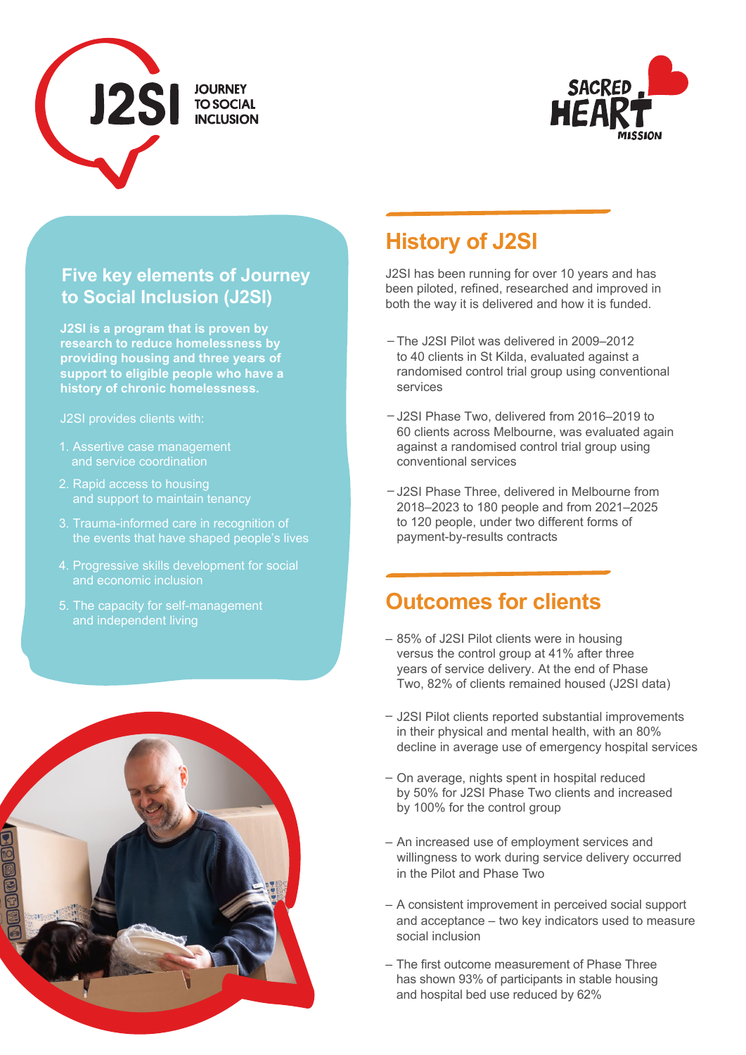J2SI JOURNEY TO SOCIAL INCLUSION

SACRED HEART MISSION

## Five key elements of Journey to Social Inclusion (J2SI)

**J2SI is a program that is proven by research to reduce homelessness by providing housing and three years of support to eligible people who have a history of chronic homelessness.**

J2SI provides clients with:

1. Assertive case management and service coordination
2. Rapid access to housing and support to maintain tenancy
3. Trauma-informed care in recognition of the events that have shaped people's lives
4. Progressive skills development for social and economic inclusion
5. The capacity for self-management and independent living

## History of J2SI

J2SI has been running for over 10 years and has been piloted, refined, researched and improved in both the way it is delivered and how it is funded.

- The J2SI Pilot was delivered in 2009–2012 to 40 clients in St Kilda, evaluated against a randomised control trial group using conventional services
- J2SI Phase Two, delivered from 2016–2019 to 60 clients across Melbourne, was evaluated again against a randomised control trial group using conventional services
- J2SI Phase Three, delivered in Melbourne from 2018–2023 to 180 people and from 2021–2025 to 120 people, under two different forms of payment-by-results contracts

## Outcomes for clients

- 85% of J2SI Pilot clients were in housing versus the control group at 41% after three years of service delivery. At the end of Phase Two, 82% of clients remained housed (J2SI data)
- J2SI Pilot clients reported substantial improvements in their physical and mental health, with an 80% decline in average use of emergency hospital services
- On average, nights spent in hospital reduced by 50% for J2SI Phase Two clients and increased by 100% for the control group
- An increased use of employment services and willingness to work during service delivery occurred in the Pilot and Phase Two
- A consistent improvement in perceived social support and acceptance – two key indicators used to measure social inclusion
- The first outcome measurement of Phase Three has shown 93% of participants in stable housing and hospital bed use reduced by 62%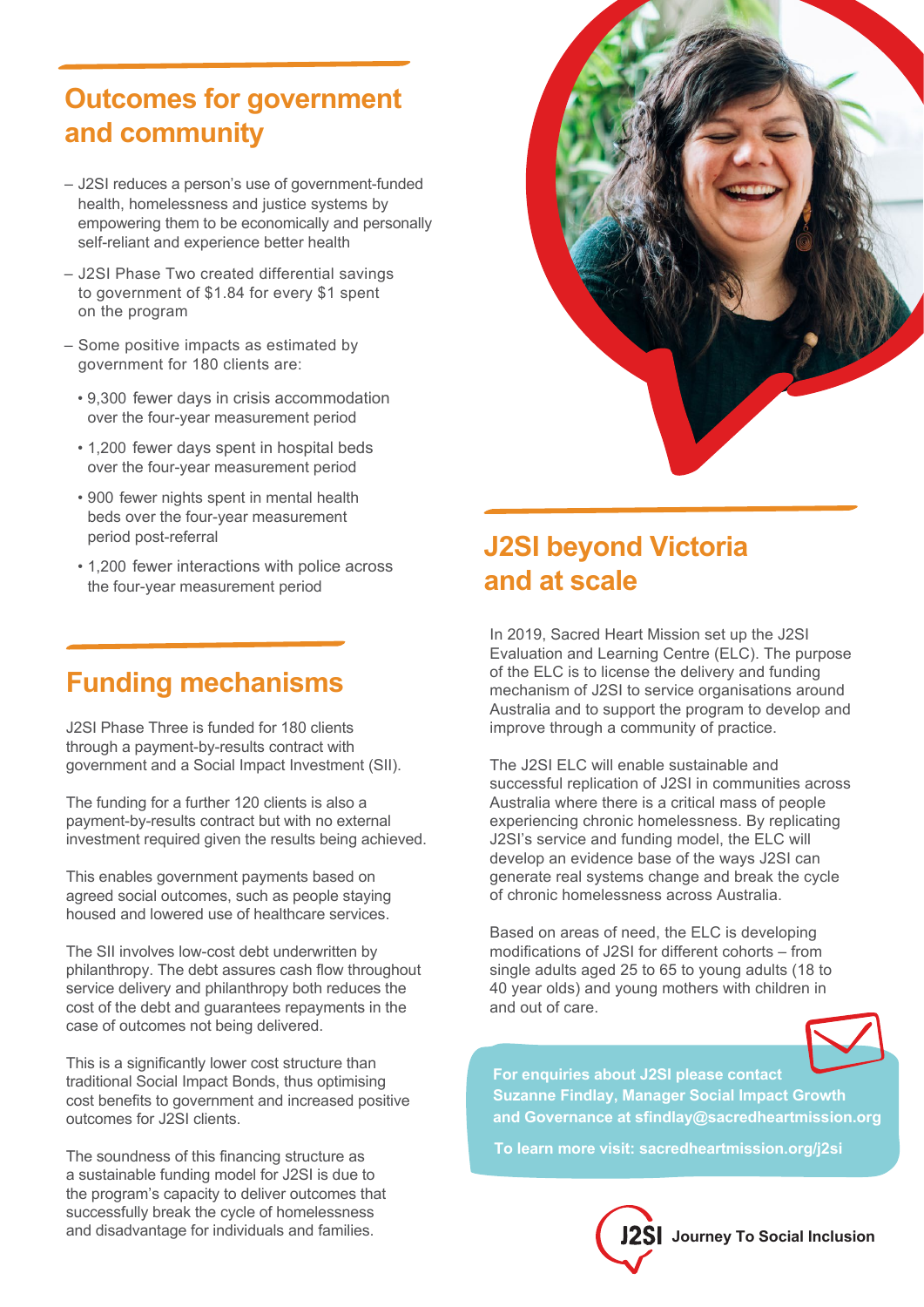## Outcomes for government and community

- J2SI reduces a person's use of government-funded health, homelessness and justice systems by empowering them to be economically and personally self-reliant and experience better health
- J2SI Phase Two created differential savings to government of $1.84 for every $1 spent on the program
- Some positive impacts as estimated by government for 180 clients are:
  - 9,300 fewer days in crisis accommodation over the four-year measurement period
  - 1,200 fewer days spent in hospital beds over the four-year measurement period
  - 900 fewer nights spent in mental health beds over the four-year measurement period post-referral
  - 1,200 fewer interactions with police across the four-year measurement period

## Funding mechanisms

J2SI Phase Three is funded for 180 clients through a payment-by-results contract with government and a Social Impact Investment (SII).

The funding for a further 120 clients is also a payment-by-results contract but with no external investment required given the results being achieved.

This enables government payments based on agreed social outcomes, such as people staying housed and lowered use of healthcare services.

The SII involves low-cost debt underwritten by philanthropy. The debt assures cash flow throughout service delivery and philanthropy both reduces the cost of the debt and guarantees repayments in the case of outcomes not being delivered.

This is a significantly lower cost structure than traditional Social Impact Bonds, thus optimising cost benefits to government and increased positive outcomes for J2SI clients.

The soundness of this financing structure as a sustainable funding model for J2SI is due to the program's capacity to deliver outcomes that successfully break the cycle of homelessness and disadvantage for individuals and families.

## J2SI beyond Victoria and at scale

In 2019, Sacred Heart Mission set up the J2SI Evaluation and Learning Centre (ELC). The purpose of the ELC is to license the delivery and funding mechanism of J2SI to service organisations around Australia and to support the program to develop and improve through a community of practice.

The J2SI ELC will enable sustainable and successful replication of J2SI in communities across Australia where there is a critical mass of people experiencing chronic homelessness. By replicating J2SI's service and funding model, the ELC will develop an evidence base of the ways J2SI can generate real systems change and break the cycle of chronic homelessness across Australia.

Based on areas of need, the ELC is developing modifications of J2SI for different cohorts – from single adults aged 25 to 65 to young adults (18 to 40 year olds) and young mothers with children in and out of care.

**For enquiries about J2SI please contact Suzanne Findlay, Manager Social Impact Growth and Governance at sfindlay@sacredheartmission.org**

**To learn more visit: sacredheartmission.org/j2si**

J2SI Journey To Social Inclusion